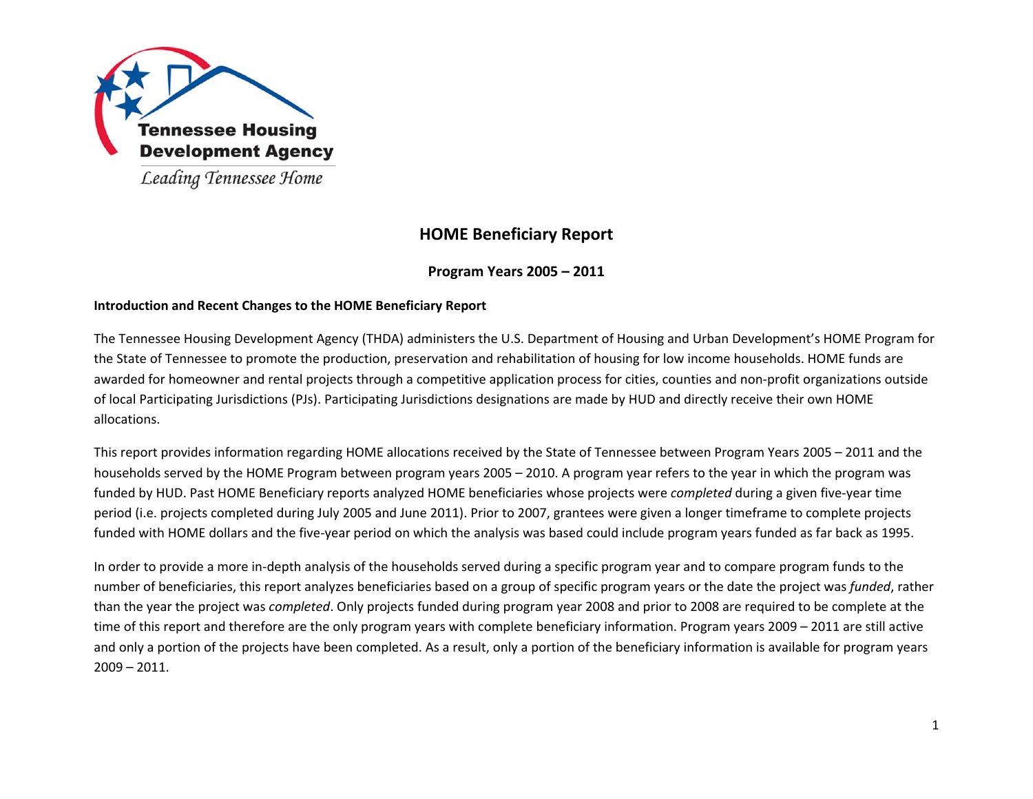Tennessee Housing Development Agency

*Leading Tennessee Home*

# HOME Beneficiary Report

## Program Years 2005 – 2011

### Introduction and Recent Changes to the HOME Beneficiary Report

The Tennessee Housing Development Agency (THDA) administers the U.S. Department of Housing and Urban Development's HOME Program for the State of Tennessee to promote the production, preservation and rehabilitation of housing for low income households. HOME funds are awarded for homeowner and rental projects through a competitive application process for cities, counties and non-profit organizations outside of local Participating Jurisdictions (PJs). Participating Jurisdictions designations are made by HUD and directly receive their own HOME allocations.

This report provides information regarding HOME allocations received by the State of Tennessee between Program Years 2005 – 2011 and the households served by the HOME Program between program years 2005 – 2010. A program year refers to the year in which the program was funded by HUD. Past HOME Beneficiary reports analyzed HOME beneficiaries whose projects were *completed* during a given five-year time period (i.e. projects completed during July 2005 and June 2011). Prior to 2007, grantees were given a longer timeframe to complete projects funded with HOME dollars and the five-year period on which the analysis was based could include program years funded as far back as 1995.

In order to provide a more in-depth analysis of the households served during a specific program year and to compare program funds to the number of beneficiaries, this report analyzes beneficiaries based on a group of specific program years or the date the project was *funded*, rather than the year the project was *completed*. Only projects funded during program year 2008 and prior to 2008 are required to be complete at the time of this report and therefore are the only program years with complete beneficiary information. Program years 2009 – 2011 are still active and only a portion of the projects have been completed. As a result, only a portion of the beneficiary information is available for program years 2009 – 2011.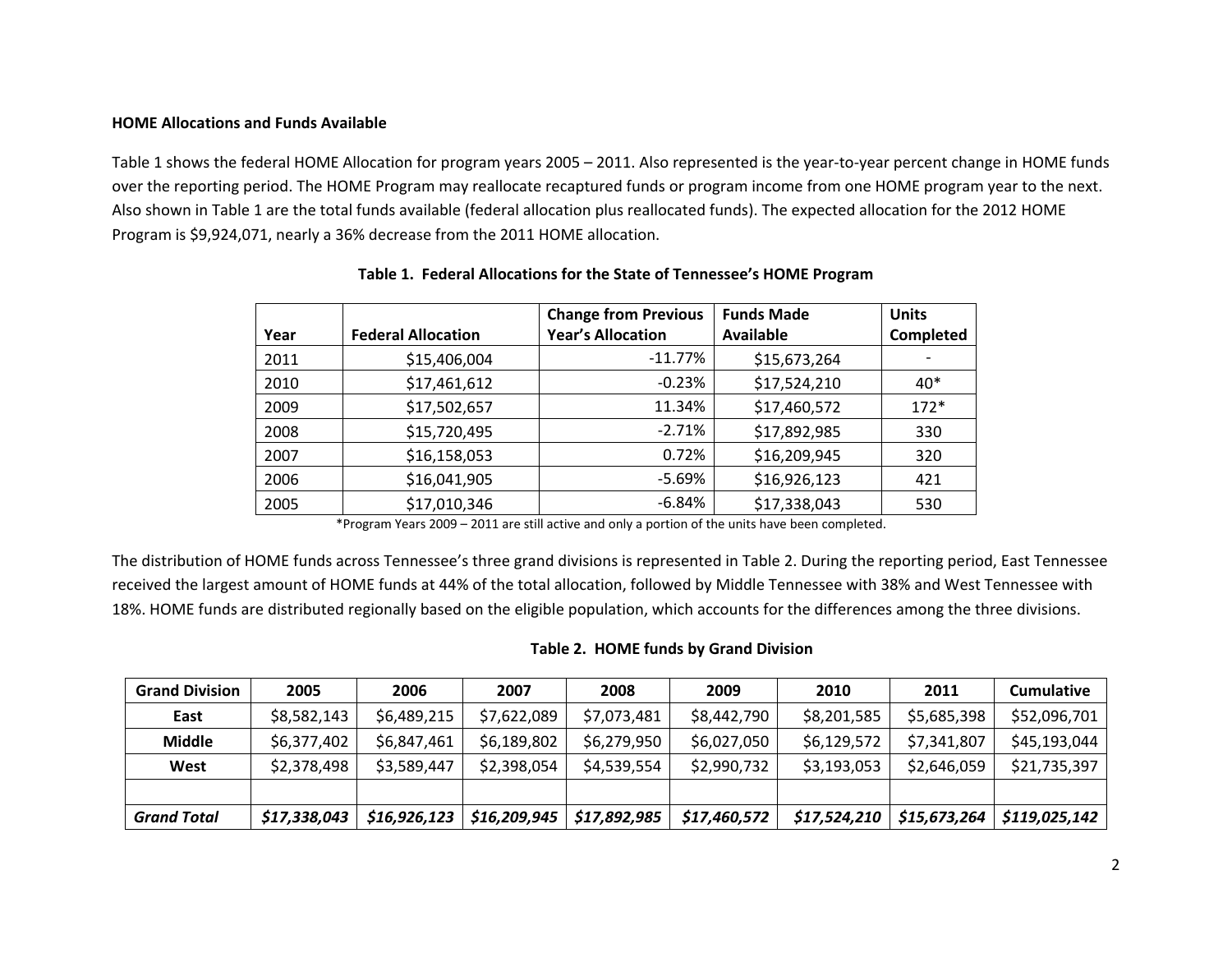**HOME Allocations and Funds Available**

Table 1 shows the federal HOME Allocation for program years 2005 – 2011. Also represented is the year-to-year percent change in HOME funds over the reporting period. The HOME Program may reallocate recaptured funds or program income from one HOME program year to the next. Also shown in Table 1 are the total funds available (federal allocation plus reallocated funds). The expected allocation for the 2012 HOME Program is $9,924,071, nearly a 36% decrease from the 2011 HOME allocation.

**Table 1. Federal Allocations for the State of Tennessee's HOME Program**

| Year | Federal Allocation | Change from Previous Year's Allocation | Funds Made Available | Units Completed |
|---|---|---|---|---|
| 2011 | $15,406,004 | -11.77% | $15,673,264 | - |
| 2010 | $17,461,612 | -0.23% | $17,524,210 | 40* |
| 2009 | $17,502,657 | 11.34% | $17,460,572 | 172* |
| 2008 | $15,720,495 | -2.71% | $17,892,985 | 330 |
| 2007 | $16,158,053 | 0.72% | $16,209,945 | 320 |
| 2006 | $16,041,905 | -5.69% | $16,926,123 | 421 |
| 2005 | $17,010,346 | -6.84% | $17,338,043 | 530 |

*Program Years 2009 – 2011 are still active and only a portion of the units have been completed.

The distribution of HOME funds across Tennessee's three grand divisions is represented in Table 2. During the reporting period, East Tennessee received the largest amount of HOME funds at 44% of the total allocation, followed by Middle Tennessee with 38% and West Tennessee with 18%. HOME funds are distributed regionally based on the eligible population, which accounts for the differences among the three divisions.

**Table 2. HOME funds by Grand Division**

| Grand Division | 2005 | 2006 | 2007 | 2008 | 2009 | 2010 | 2011 | Cumulative |
|---|---|---|---|---|---|---|---|---|
| **East** | $8,582,143 | $6,489,215 | $7,622,089 | $7,073,481 | $8,442,790 | $8,201,585 | $5,685,398 | $52,096,701 |
| **Middle** | $6,377,402 | $6,847,461 | $6,189,802 | $6,279,950 | $6,027,050 | $6,129,572 | $7,341,807 | $45,193,044 |
| **West** | $2,378,498 | $3,589,447 | $2,398,054 | $4,539,554 | $2,990,732 | $3,193,053 | $2,646,059 | $21,735,397 |
| | | | | | | | | |
| ***Grand Total*** | ***$17,338,043*** | ***$16,926,123*** | ***$16,209,945*** | ***$17,892,985*** | ***$17,460,572*** | ***$17,524,210*** | ***$15,673,264*** | ***$119,025,142*** |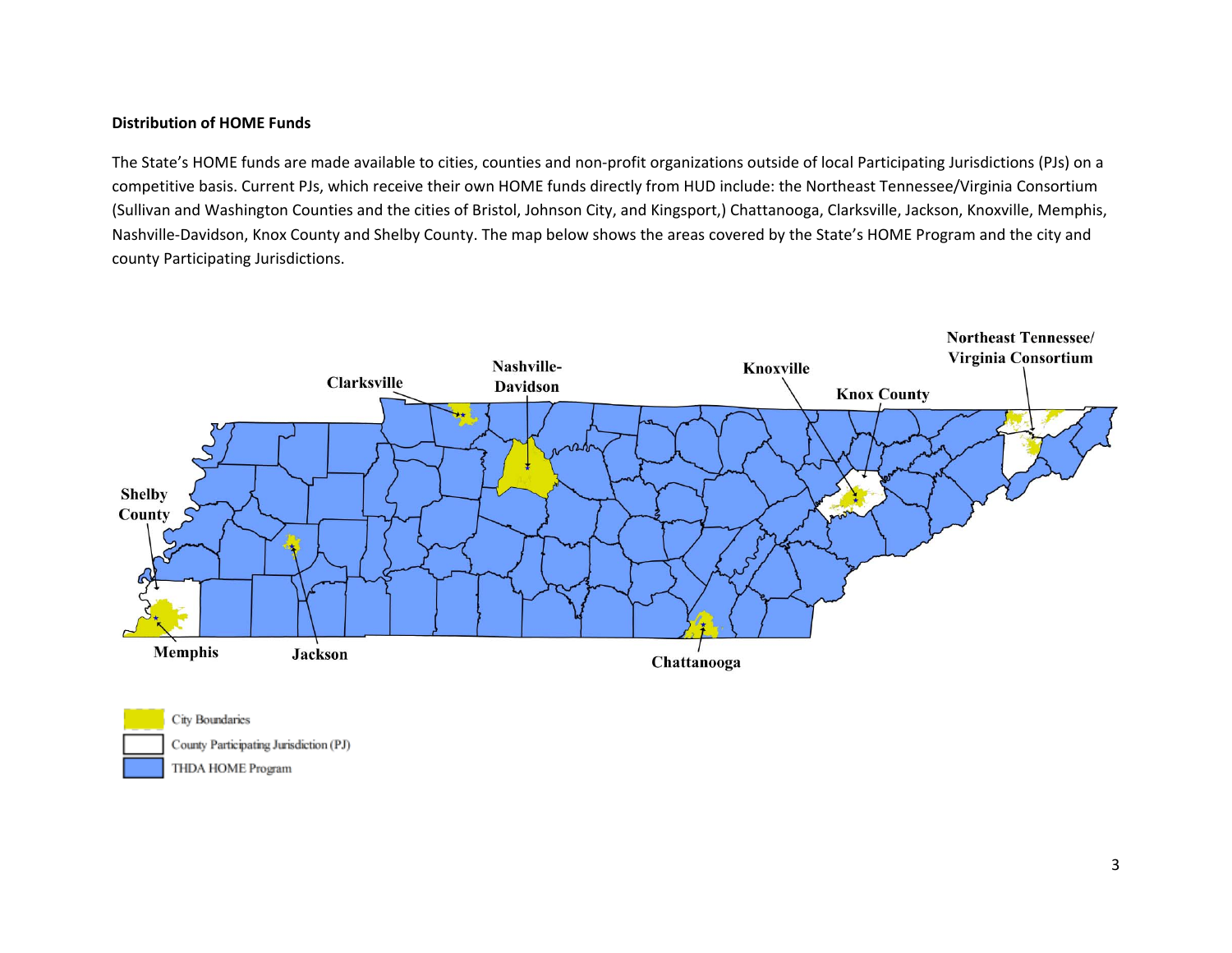**Distribution of HOME Funds**

The State's HOME funds are made available to cities, counties and non-profit organizations outside of local Participating Jurisdictions (PJs) on a competitive basis. Current PJs, which receive their own HOME funds directly from HUD include: the Northeast Tennessee/Virginia Consortium (Sullivan and Washington Counties and the cities of Bristol, Johnson City, and Kingsport,) Chattanooga, Clarksville, Jackson, Knoxville, Memphis, Nashville-Davidson, Knox County and Shelby County. The map below shows the areas covered by the State's HOME Program and the city and county Participating Jurisdictions.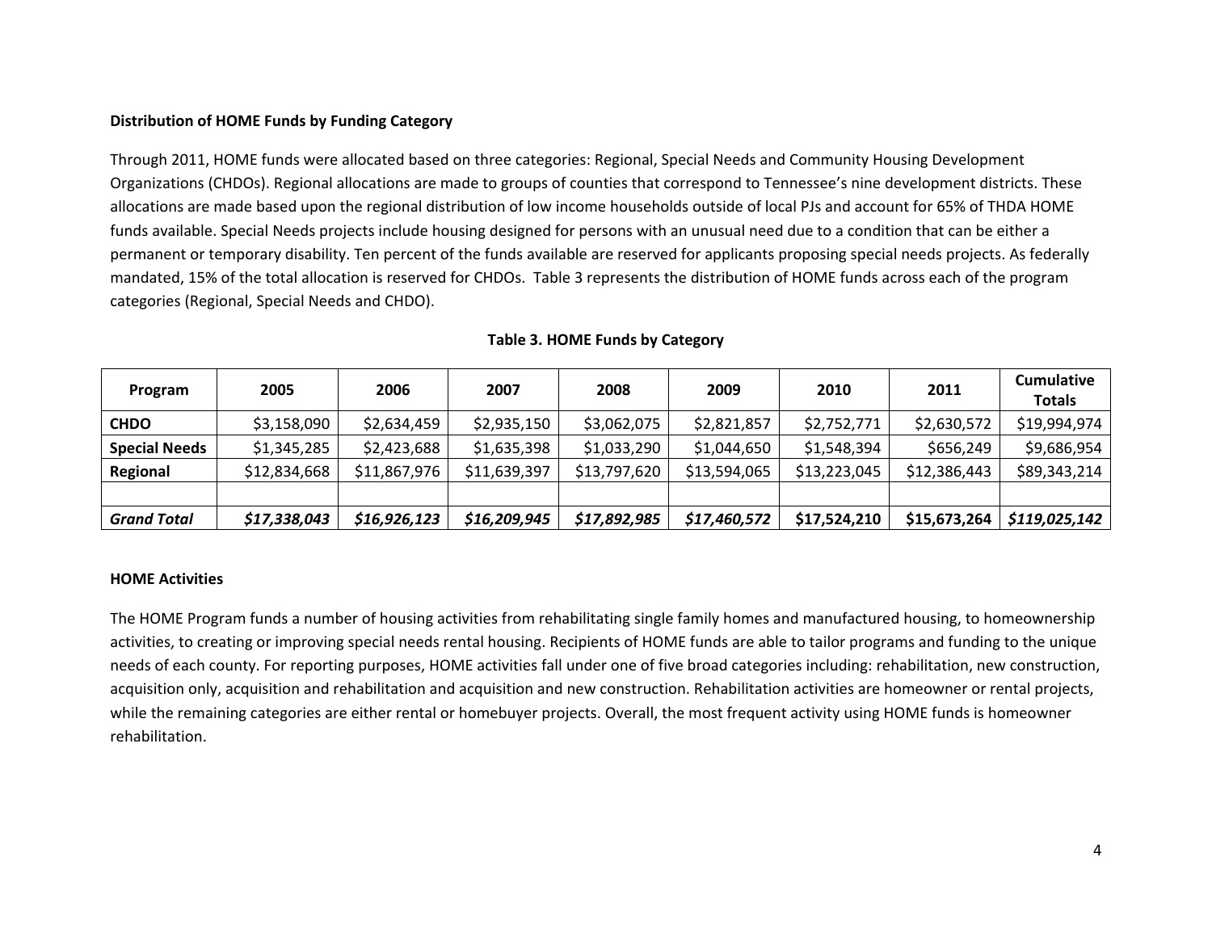**Distribution of HOME Funds by Funding Category**

Through 2011, HOME funds were allocated based on three categories: Regional, Special Needs and Community Housing Development Organizations (CHDOs). Regional allocations are made to groups of counties that correspond to Tennessee's nine development districts. These allocations are made based upon the regional distribution of low income households outside of local PJs and account for 65% of THDA HOME funds available. Special Needs projects include housing designed for persons with an unusual need due to a condition that can be either a permanent or temporary disability. Ten percent of the funds available are reserved for applicants proposing special needs projects. As federally mandated, 15% of the total allocation is reserved for CHDOs. Table 3 represents the distribution of HOME funds across each of the program categories (Regional, Special Needs and CHDO).

**Table 3. HOME Funds by Category**

| Program | 2005 | 2006 | 2007 | 2008 | 2009 | 2010 | 2011 | Cumulative Totals |
|---|---|---|---|---|---|---|---|---|
| **CHDO** | $3,158,090 | $2,634,459 | $2,935,150 | $3,062,075 | $2,821,857 | $2,752,771 | $2,630,572 | $19,994,974 |
| **Special Needs** | $1,345,285 | $2,423,688 | $1,635,398 | $1,033,290 | $1,044,650 | $1,548,394 | $656,249 | $9,686,954 |
| **Regional** | $12,834,668 | $11,867,976 | $11,639,397 | $13,797,620 | $13,594,065 | $13,223,045 | $12,386,443 | $89,343,214 |
| | | | | | | | | |
| ***Grand Total*** | ***$17,338,043*** | ***$16,926,123*** | ***$16,209,945*** | ***$17,892,985*** | ***$17,460,572*** | **$17,524,210** | **$15,673,264** | ***$119,025,142*** |

**HOME Activities**

The HOME Program funds a number of housing activities from rehabilitating single family homes and manufactured housing, to homeownership activities, to creating or improving special needs rental housing. Recipients of HOME funds are able to tailor programs and funding to the unique needs of each county. For reporting purposes, HOME activities fall under one of five broad categories including: rehabilitation, new construction, acquisition only, acquisition and rehabilitation and acquisition and new construction. Rehabilitation activities are homeowner or rental projects, while the remaining categories are either rental or homebuyer projects. Overall, the most frequent activity using HOME funds is homeowner rehabilitation.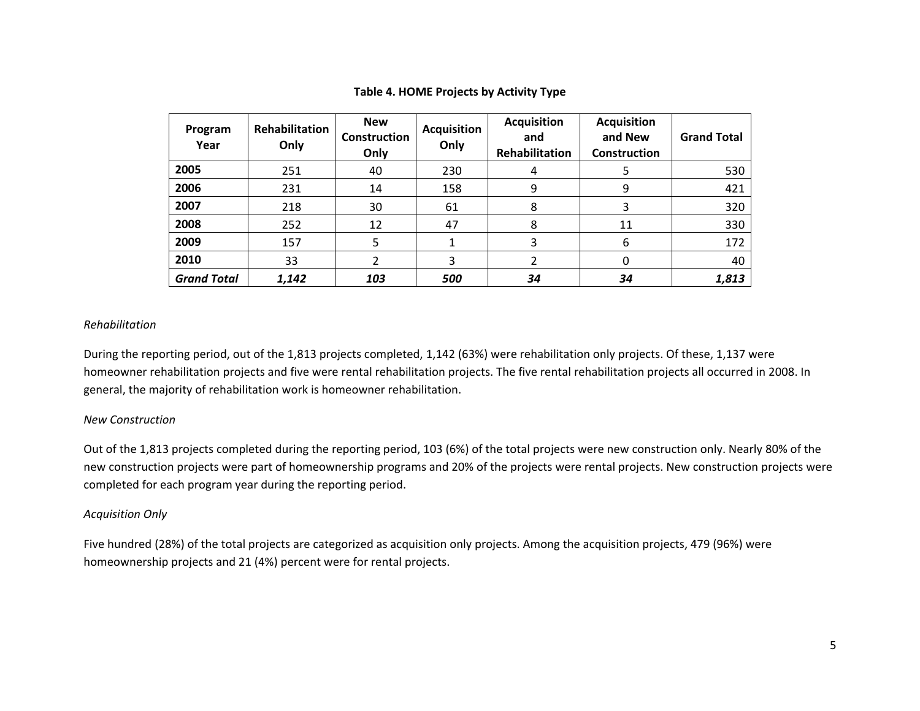**Table 4. HOME Projects by Activity Type**

| Program Year | Rehabilitation Only | New Construction Only | Acquisition Only | Acquisition and Rehabilitation | Acquisition and New Construction | Grand Total |
|---|---|---|---|---|---|---|
| **2005** | 251 | 40 | 230 | 4 | 5 | 530 |
| **2006** | 231 | 14 | 158 | 9 | 9 | 421 |
| **2007** | 218 | 30 | 61 | 8 | 3 | 320 |
| **2008** | 252 | 12 | 47 | 8 | 11 | 330 |
| **2009** | 157 | 5 | 1 | 3 | 6 | 172 |
| **2010** | 33 | 2 | 3 | 2 | 0 | 40 |
| ***Grand Total*** | ***1,142*** | ***103*** | ***500*** | ***34*** | ***34*** | ***1,813*** |

*Rehabilitation*

During the reporting period, out of the 1,813 projects completed, 1,142 (63%) were rehabilitation only projects. Of these, 1,137 were homeowner rehabilitation projects and five were rental rehabilitation projects. The five rental rehabilitation projects all occurred in 2008. In general, the majority of rehabilitation work is homeowner rehabilitation.

*New Construction*

Out of the 1,813 projects completed during the reporting period, 103 (6%) of the total projects were new construction only. Nearly 80% of the new construction projects were part of homeownership programs and 20% of the projects were rental projects. New construction projects were completed for each program year during the reporting period.

*Acquisition Only*

Five hundred (28%) of the total projects are categorized as acquisition only projects. Among the acquisition projects, 479 (96%) were homeownership projects and 21 (4%) percent were for rental projects.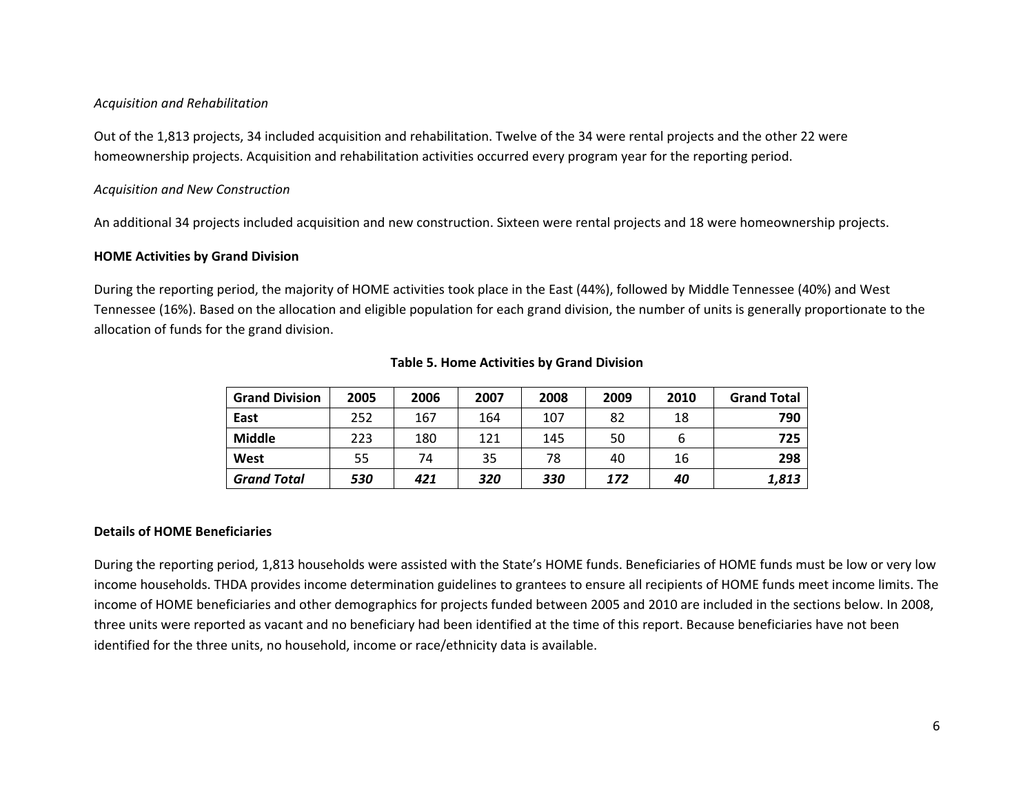*Acquisition and Rehabilitation*

Out of the 1,813 projects, 34 included acquisition and rehabilitation. Twelve of the 34 were rental projects and the other 22 were homeownership projects. Acquisition and rehabilitation activities occurred every program year for the reporting period.

*Acquisition and New Construction*

An additional 34 projects included acquisition and new construction. Sixteen were rental projects and 18 were homeownership projects.

**HOME Activities by Grand Division**

During the reporting period, the majority of HOME activities took place in the East (44%), followed by Middle Tennessee (40%) and West Tennessee (16%). Based on the allocation and eligible population for each grand division, the number of units is generally proportionate to the allocation of funds for the grand division.

**Table 5. Home Activities by Grand Division**

| Grand Division | 2005 | 2006 | 2007 | 2008 | 2009 | 2010 | Grand Total |
|---|---|---|---|---|---|---|---|
| **East** | 252 | 167 | 164 | 107 | 82 | 18 | **790** |
| **Middle** | 223 | 180 | 121 | 145 | 50 | 6 | **725** |
| **West** | 55 | 74 | 35 | 78 | 40 | 16 | **298** |
| ***Grand Total*** | ***530*** | ***421*** | ***320*** | ***330*** | ***172*** | ***40*** | ***1,813*** |

**Details of HOME Beneficiaries**

During the reporting period, 1,813 households were assisted with the State's HOME funds. Beneficiaries of HOME funds must be low or very low income households. THDA provides income determination guidelines to grantees to ensure all recipients of HOME funds meet income limits. The income of HOME beneficiaries and other demographics for projects funded between 2005 and 2010 are included in the sections below. In 2008, three units were reported as vacant and no beneficiary had been identified at the time of this report. Because beneficiaries have not been identified for the three units, no household, income or race/ethnicity data is available.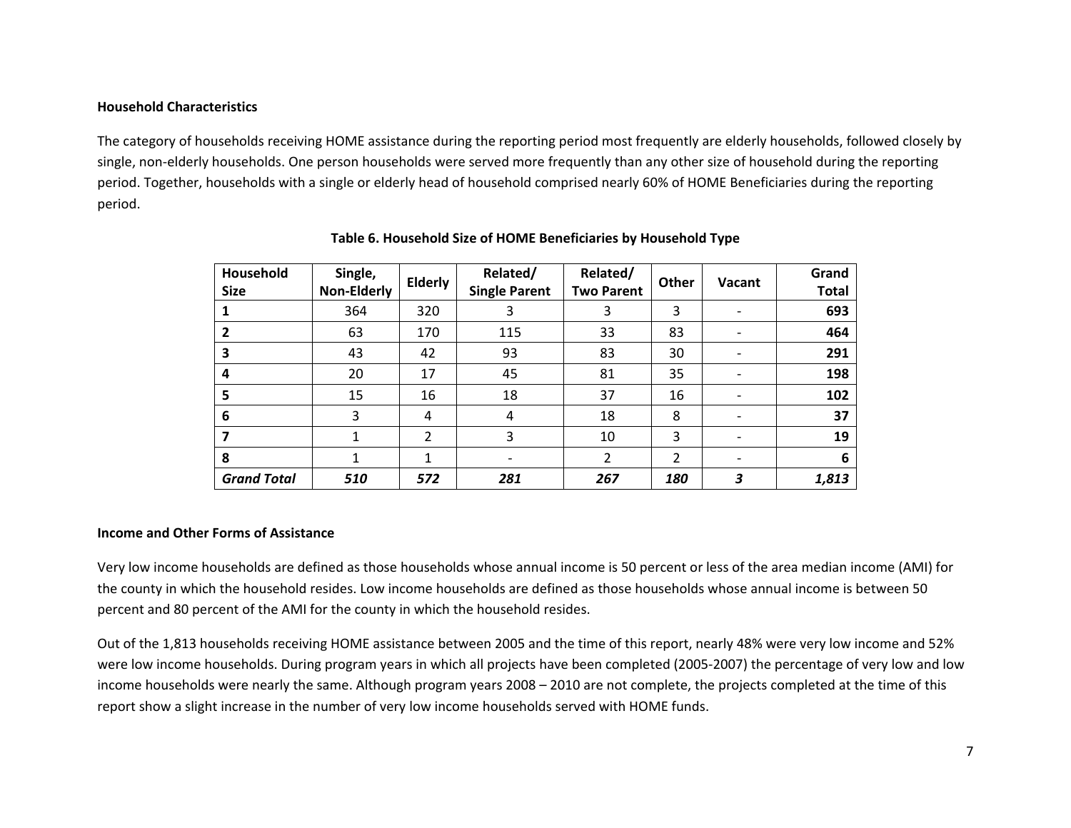**Household Characteristics**

The category of households receiving HOME assistance during the reporting period most frequently are elderly households, followed closely by single, non-elderly households. One person households were served more frequently than any other size of household during the reporting period. Together, households with a single or elderly head of household comprised nearly 60% of HOME Beneficiaries during the reporting period.

**Table 6. Household Size of HOME Beneficiaries by Household Type**

| Household Size | Single, Non-Elderly | Elderly | Related/ Single Parent | Related/ Two Parent | Other | Vacant | Grand Total |
|---|---|---|---|---|---|---|---|
| **1** | 364 | 320 | 3 | 3 | 3 | - | **693** |
| **2** | 63 | 170 | 115 | 33 | 83 | - | **464** |
| **3** | 43 | 42 | 93 | 83 | 30 | - | **291** |
| **4** | 20 | 17 | 45 | 81 | 35 | - | **198** |
| **5** | 15 | 16 | 18 | 37 | 16 | - | **102** |
| **6** | 3 | 4 | 4 | 18 | 8 | - | **37** |
| **7** | 1 | 2 | 3 | 10 | 3 | - | **19** |
| **8** | 1 | 1 | - | 2 | 2 | - | **6** |
| ***Grand Total*** | ***510*** | ***572*** | ***281*** | ***267*** | ***180*** | ***3*** | ***1,813*** |

**Income and Other Forms of Assistance**

Very low income households are defined as those households whose annual income is 50 percent or less of the area median income (AMI) for the county in which the household resides. Low income households are defined as those households whose annual income is between 50 percent and 80 percent of the AMI for the county in which the household resides.

Out of the 1,813 households receiving HOME assistance between 2005 and the time of this report, nearly 48% were very low income and 52% were low income households. During program years in which all projects have been completed (2005-2007) the percentage of very low and low income households were nearly the same. Although program years 2008 – 2010 are not complete, the projects completed at the time of this report show a slight increase in the number of very low income households served with HOME funds.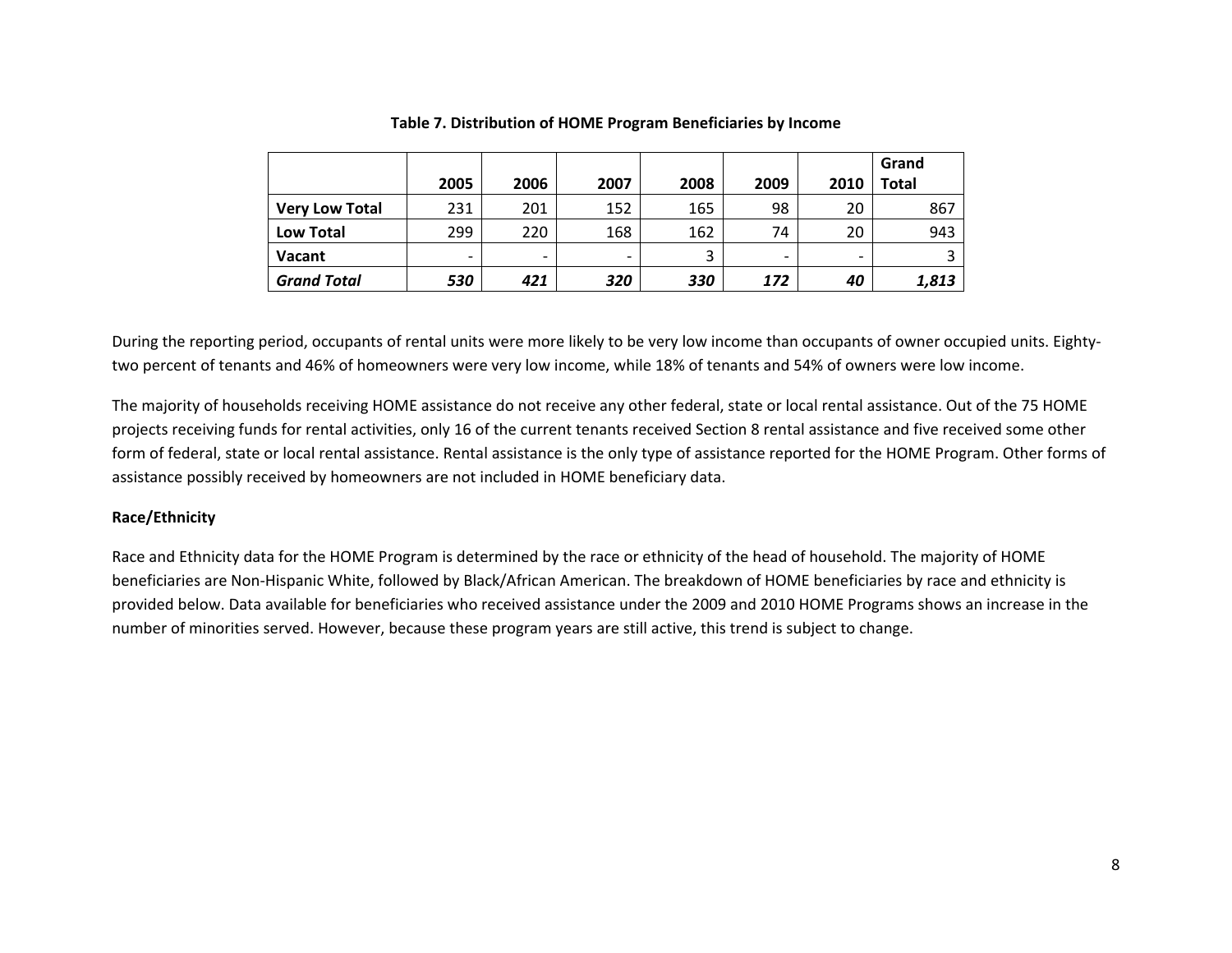**Table 7. Distribution of HOME Program Beneficiaries by Income**

| | 2005 | 2006 | 2007 | 2008 | 2009 | 2010 | Grand Total |
|---|---|---|---|---|---|---|---|
| **Very Low Total** | 231 | 201 | 152 | 165 | 98 | 20 | 867 |
| **Low Total** | 299 | 220 | 168 | 162 | 74 | 20 | 943 |
| **Vacant** | - | - | - | 3 | - | - | 3 |
| ***Grand Total*** | ***530*** | ***421*** | ***320*** | ***330*** | ***172*** | ***40*** | ***1,813*** |

During the reporting period, occupants of rental units were more likely to be very low income than occupants of owner occupied units. Eighty-two percent of tenants and 46% of homeowners were very low income, while 18% of tenants and 54% of owners were low income.

The majority of households receiving HOME assistance do not receive any other federal, state or local rental assistance. Out of the 75 HOME projects receiving funds for rental activities, only 16 of the current tenants received Section 8 rental assistance and five received some other form of federal, state or local rental assistance. Rental assistance is the only type of assistance reported for the HOME Program. Other forms of assistance possibly received by homeowners are not included in HOME beneficiary data.

**Race/Ethnicity**

Race and Ethnicity data for the HOME Program is determined by the race or ethnicity of the head of household. The majority of HOME beneficiaries are Non-Hispanic White, followed by Black/African American. The breakdown of HOME beneficiaries by race and ethnicity is provided below. Data available for beneficiaries who received assistance under the 2009 and 2010 HOME Programs shows an increase in the number of minorities served. However, because these program years are still active, this trend is subject to change.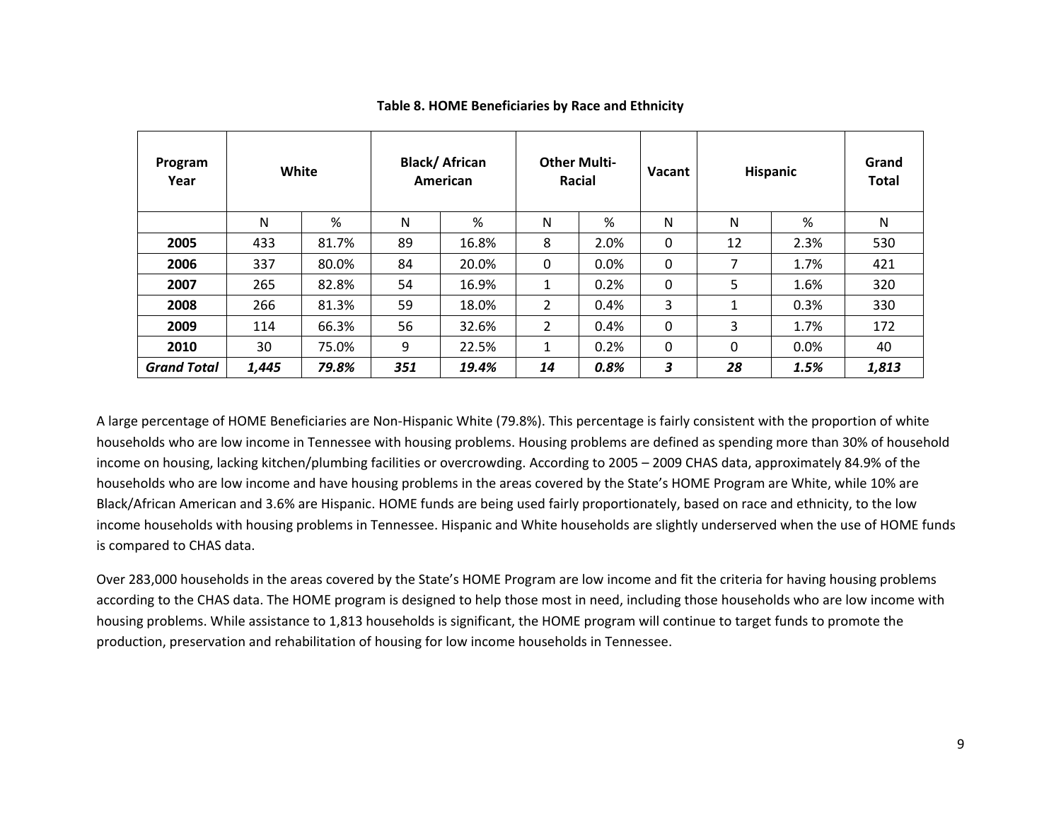**Table 8. HOME Beneficiaries by Race and Ethnicity**

| Program Year | White | | Black/ African American | | Other Multi-Racial | | Vacant | Hispanic | | Grand Total |
|---|---|---|---|---|---|---|---|---|---|---|
| | N | % | N | % | N | % | N | N | % | N |
| **2005** | 433 | 81.7% | 89 | 16.8% | 8 | 2.0% | 0 | 12 | 2.3% | 530 |
| **2006** | 337 | 80.0% | 84 | 20.0% | 0 | 0.0% | 0 | 7 | 1.7% | 421 |
| **2007** | 265 | 82.8% | 54 | 16.9% | 1 | 0.2% | 0 | 5 | 1.6% | 320 |
| **2008** | 266 | 81.3% | 59 | 18.0% | 2 | 0.4% | 3 | 1 | 0.3% | 330 |
| **2009** | 114 | 66.3% | 56 | 32.6% | 2 | 0.4% | 0 | 3 | 1.7% | 172 |
| **2010** | 30 | 75.0% | 9 | 22.5% | 1 | 0.2% | 0 | 0 | 0.0% | 40 |
| ***Grand Total*** | ***1,445*** | ***79.8%*** | ***351*** | ***19.4%*** | ***14*** | ***0.8%*** | ***3*** | ***28*** | ***1.5%*** | ***1,813*** |

A large percentage of HOME Beneficiaries are Non-Hispanic White (79.8%). This percentage is fairly consistent with the proportion of white households who are low income in Tennessee with housing problems. Housing problems are defined as spending more than 30% of household income on housing, lacking kitchen/plumbing facilities or overcrowding. According to 2005 – 2009 CHAS data, approximately 84.9% of the households who are low income and have housing problems in the areas covered by the State's HOME Program are White, while 10% are Black/African American and 3.6% are Hispanic. HOME funds are being used fairly proportionately, based on race and ethnicity, to the low income households with housing problems in Tennessee. Hispanic and White households are slightly underserved when the use of HOME funds is compared to CHAS data.

Over 283,000 households in the areas covered by the State's HOME Program are low income and fit the criteria for having housing problems according to the CHAS data. The HOME program is designed to help those most in need, including those households who are low income with housing problems. While assistance to 1,813 households is significant, the HOME program will continue to target funds to promote the production, preservation and rehabilitation of housing for low income households in Tennessee.